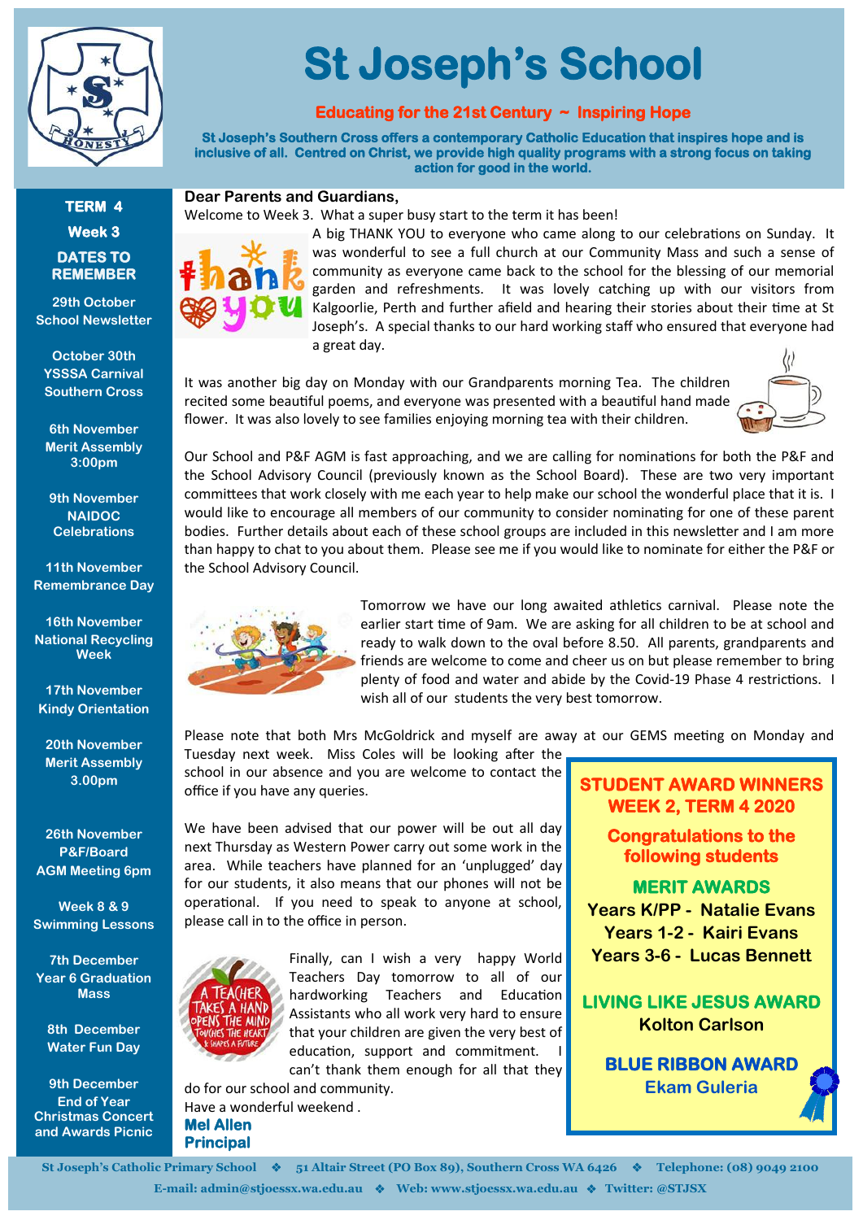# St Joseph's School

**Educating for the 21st Century ~ Inspiring Hope**

**St Joseph's Southern Cross offers a contemporary Catholic Education that inspires hope and is inclusive of all. Centred on Christ, we provide high quality programs with a strong focus on taking action for good in the world.**

## Dear Parents and Guardians,

Welcome to Week 3. What a super busy start to the term it has been!

A big THANK YOU to everyone who came along to our celebrations on Sunday. It was wonderful to see a full church at our Community Mass and such a sense of community as everyone came back to the school for the blessing of our memorial garden and refreshments. It was lovely catching up with our visitors from Kalgoorlie, Perth and further afield and hearing their stories about their time at St Joseph's. A special thanks to our hard working staff who ensured that everyone had a great day.

It was another big day on Monday with our Grandparents morning Tea. The children recited some beautiful poems, and everyone was presented with a beautiful hand made flower. It was also lovely to see families enjoying morning tea with their children.

Our School and P&F AGM is fast approaching, and we are calling for nominations for both the P&F and the School Advisory Council (previously known as the School Board). These are two very important committees that work closely with me each year to help make our school the wonderful place that it is. I would like to encourage all members of our community to consider nominating for one of these parent bodies. Further details about each of these school groups are included in this newsletter and I am more than happy to chat to you about them. Please see me if you would like to nominate for either the P&F or the School Advisory Council.

Tomorrow we have our long awaited athletics carnival. Please note the earlier start time of 9am. We are asking for all children to be at school and ready to walk down to the oval before 8.50. All parents, grandparents and friends are welcome to come and cheer us on but please remember to bring plenty of food and water and abide by the Covid-19 Phase 4 restrictions. I wish all of our students the very best tomorrow.

Please note that both Mrs McGoldrick and myself are away at our GEMS meeting on Monday and Tuesday next week. Miss Coles will be looking after the school in our absence and you are welcome to contact the office if you have any queries.

We have been advised that our power will be out all day next Thursday as Western Power carry out some work in the area. While teachers have planned for an 'unplugged' day for our students, it also means that our phones will not be operational. If you need to speak to anyone at school, please call in to the office in person.

Finally, can I wish a very happy World Teachers Day tomorrow to all of our hardworking Teachers and Education Assistants who all work very hard to ensure that your children are given the very best of education, support and commitment. I can't thank them enough for all that they do for our school and community.

Have a wonderful weekend .

**Mel Allen**
**Principal**

## TERM 4 Week 3

### DATES TO REMEMBER

- **29th October** School Newsletter
- **October 30th** YSSSA Carnival Southern Cross
- **6th November** Merit Assembly 3:00pm
- **9th November** NAIDOC Celebrations
- **11th November** Remembrance Day
- **16th November** National Recycling Week
- **17th November** Kindy Orientation
- **20th November** Merit Assembly 3.00pm
- **26th November** P&F/Board AGM Meeting 6pm
- **Week 8 & 9** Swimming Lessons
- **7th December** Year 6 Graduation Mass
- **8th December** Water Fun Day
- **9th December** End of Year Christmas Concert and Awards Picnic

## STUDENT AWARD WINNERS WEEK 2, TERM 4 2020

**Congratulations to the following students**

### MERIT AWARDS

- Years K/PP - Natalie Evans
- Years 1-2 - Kairi Evans
- Years 3-6 - Lucas Bennett

### LIVING LIKE JESUS AWARD

Kolton Carlson

### BLUE RIBBON AWARD

Ekam Guleria

St Joseph's Catholic Primary School ❖ 51 Altair Street (PO Box 89), Southern Cross WA 6426 ❖ Telephone: (08) 9049 2100
E-mail: admin@stjoessx.wa.edu.au ❖ Web: www.stjoessx.wa.edu.au ❖ Twitter: @STJSX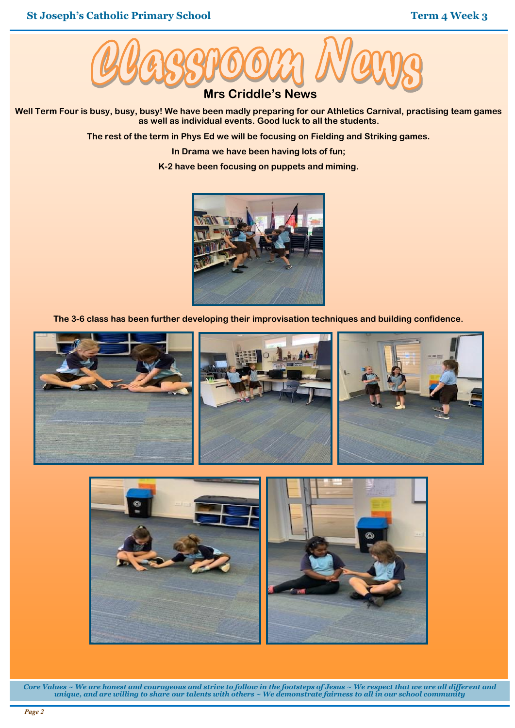# Classroom News

## Mrs Criddle's News

**Well Term Four is busy, busy, busy! We have been madly preparing for our Athletics Carnival, practising team games as well as individual events. Good luck to all the students.**

**The rest of the term in Phys Ed we will be focusing on Fielding and Striking games.**

**In Drama we have been having lots of fun;**

**K-2 have been focusing on puppets and miming.**

**The 3-6 class has been further developing their improvisation techniques and building confidence.**

*Core Values ~ We are honest and courageous and strive to follow in the footsteps of Jesus ~ We respect that we are all different and unique, and are willing to share our talents with others ~ We demonstrate fairness to all in our school community*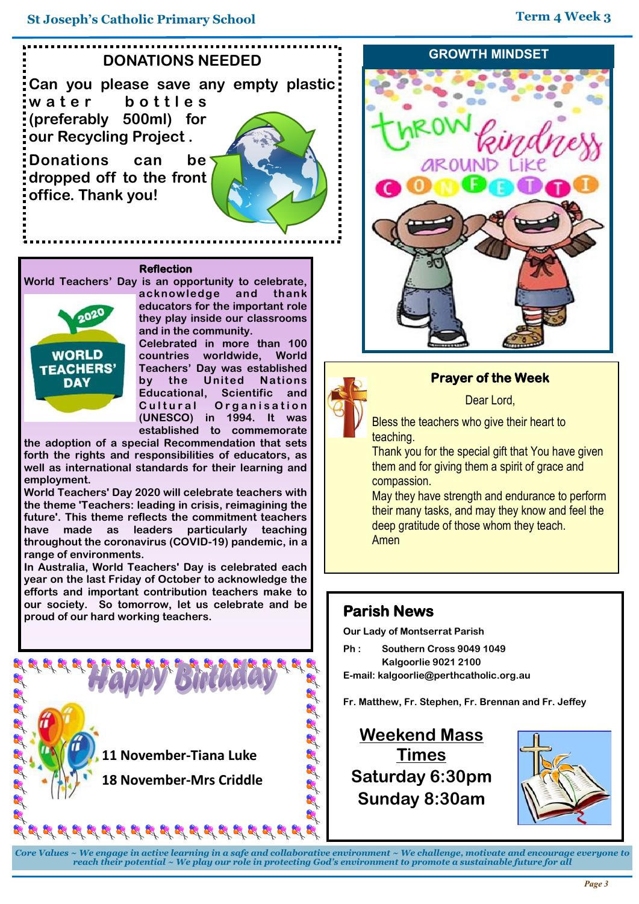## DONATIONS NEEDED

**Can you please save any empty plastic water bottles (preferably 500ml) for our Recycling Project.**

**Donations can be dropped off to the front office. Thank you!**

### Reflection

World Teachers' Day is an opportunity to celebrate, acknowledge and thank educators for the important role they play inside our classrooms and in the community.

Celebrated in more than 100 countries worldwide, World Teachers' Day was established by the United Nations Educational, Scientific and Cultural Organisation (UNESCO) in 1994. It was established to commemorate the adoption of a special Recommendation that sets forth the rights and responsibilities of educators, as well as international standards for their learning and employment.

World Teachers' Day 2020 will celebrate teachers with the theme 'Teachers: leading in crisis, reimagining the future'. This theme reflects the commitment teachers have made as leaders particularly teaching throughout the coronavirus (COVID-19) pandemic, in a range of environments.

In Australia, World Teachers' Day is celebrated each year on the last Friday of October to acknowledge the efforts and important contribution teachers make to our society. So tomorrow, let us celebrate and be proud of our hard working teachers.

## Happy Birthday

**11 November-Tiana Luke**

**18 November-Mrs Criddle**

## GROWTH MINDSET

Throw kindness around like confetti

### Prayer of the Week

Dear Lord,

Bless the teachers who give their heart to teaching.
Thank you for the special gift that You have given them and for giving them a spirit of grace and compassion.
May they have strength and endurance to perform their many tasks, and may they know and feel the deep gratitude of those whom they teach.
Amen

## Parish News

**Our Lady of Montserrat Parish**

**Ph: Southern Cross 9049 1049**
**Kalgoorlie 9021 2100**
**E-mail: kalgoorlie@perthcatholic.org.au**

**Fr. Matthew, Fr. Stephen, Fr. Brennan and Fr. Jeffey**

### Weekend Mass Times

**Saturday 6:30pm**
**Sunday 8:30am**

*Core Values ~ We engage in active learning in a safe and collaborative environment ~ We challenge, motivate and encourage everyone to reach their potential ~ We play our role in protecting God's environment to promote a sustainable future for all*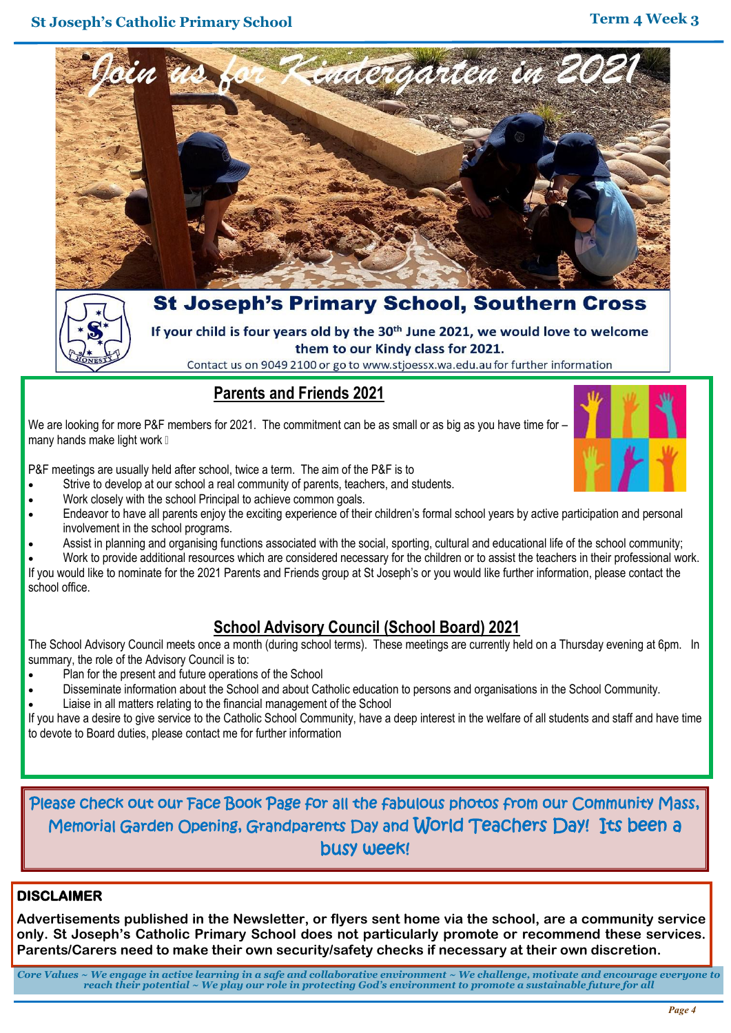# Join us for Kindergarten in 2021

## St Joseph's Primary School, Southern Cross

**If your child is four years old by the 30th June 2021, we would love to welcome them to our Kindy class for 2021.**

Contact us on 9049 2100 or go to www.stjoessx.wa.edu.au for further information

## Parents and Friends 2021

We are looking for more P&F members for 2021. The commitment can be as small or as big as you have time for – many hands make light work 

P&F meetings are usually held after school, twice a term. The aim of the P&F is to

- Strive to develop at our school a real community of parents, teachers, and students.
- Work closely with the school Principal to achieve common goals.
- Endeavor to have all parents enjoy the exciting experience of their children's formal school years by active participation and personal involvement in the school programs.
- Assist in planning and organising functions associated with the social, sporting, cultural and educational life of the school community;
- Work to provide additional resources which are considered necessary for the children or to assist the teachers in their professional work.

If you would like to nominate for the 2021 Parents and Friends group at St Joseph's or you would like further information, please contact the school office.

## School Advisory Council (School Board) 2021

The School Advisory Council meets once a month (during school terms). These meetings are currently held on a Thursday evening at 6pm. In summary, the role of the Advisory Council is to:

- Plan for the present and future operations of the School
- Disseminate information about the School and about Catholic education to persons and organisations in the School Community.
- Liaise in all matters relating to the financial management of the School

If you have a desire to give service to the Catholic School Community, have a deep interest in the welfare of all students and staff and have time to devote to Board duties, please contact me for further information

Please check out our Face Book Page for all the fabulous photos from our Community Mass, Memorial Garden Opening, Grandparents Day and World Teachers Day! Its been a busy week!

### DISCLAIMER

**Advertisements published in the Newsletter, or flyers sent home via the school, are a community service only. St Joseph's Catholic Primary School does not particularly promote or recommend these services. Parents/Carers need to make their own security/safety checks if necessary at their own discretion.**

*Core Values ~ We engage in active learning in a safe and collaborative environment ~ We challenge, motivate and encourage everyone to reach their potential ~ We play our role in protecting God's environment to promote a sustainable future for all*